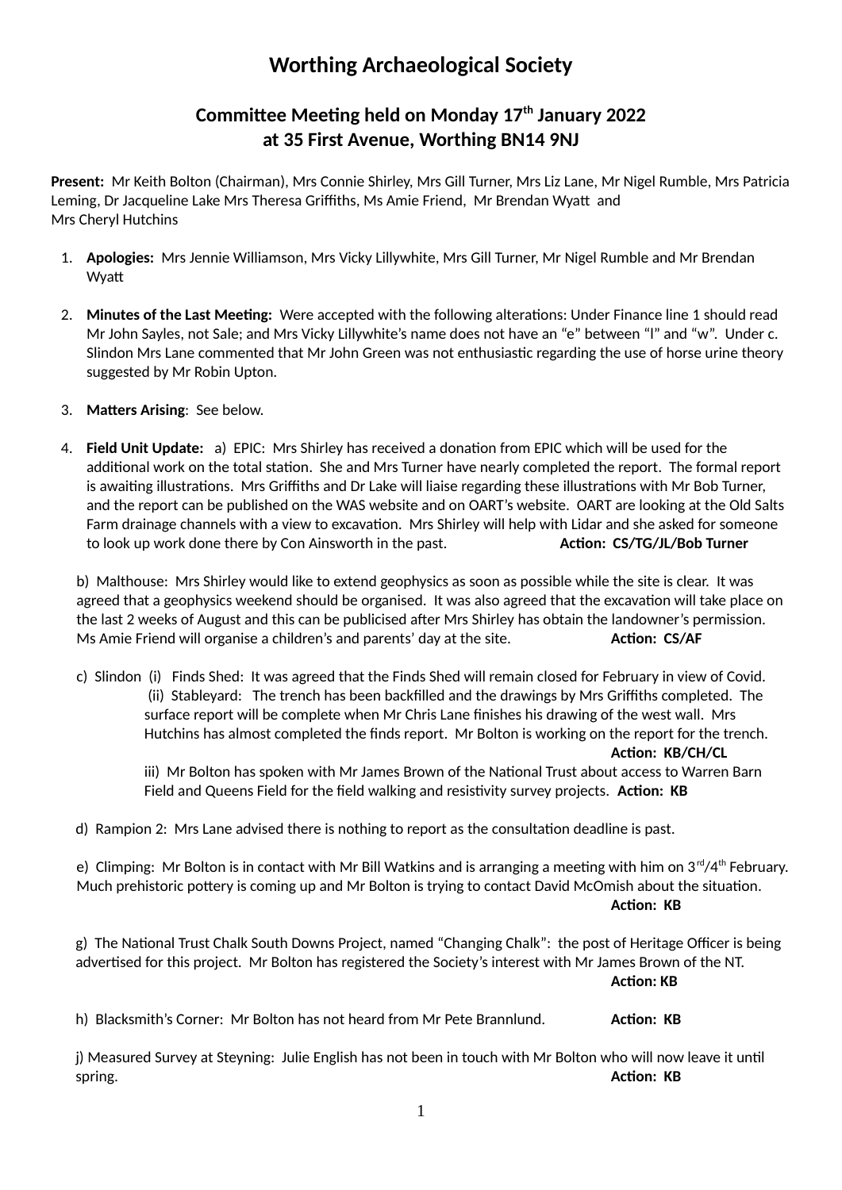# Worthing Archaeological Society

## Committee Meeting held on Monday 17th January 2022 at 35 First Avenue, Worthing BN14 9NJ

**Present:** Mr Keith Bolton (Chairman), Mrs Connie Shirley, Mrs Gill Turner, Mrs Liz Lane, Mr Nigel Rumble, Mrs Patricia Leming, Dr Jacqueline Lake Mrs Theresa Griffiths, Ms Amie Friend, Mr Brendan Wyatt and Mrs Cheryl Hutchins

1. **Apologies:** Mrs Jennie Williamson, Mrs Vicky Lillywhite, Mrs Gill Turner, Mr Nigel Rumble and Mr Brendan Wyatt

2. **Minutes of the Last Meeting:** Were accepted with the following alterations: Under Finance line 1 should read Mr John Sayles, not Sale; and Mrs Vicky Lillywhite's name does not have an "e" between "l" and "w". Under c. Slindon Mrs Lane commented that Mr John Green was not enthusiastic regarding the use of horse urine theory suggested by Mr Robin Upton.

3. **Matters Arising**: See below.

4. **Field Unit Update:** a) EPIC: Mrs Shirley has received a donation from EPIC which will be used for the additional work on the total station. She and Mrs Turner have nearly completed the report. The formal report is awaiting illustrations. Mrs Griffiths and Dr Lake will liaise regarding these illustrations with Mr Bob Turner, and the report can be published on the WAS website and on OART's website. OART are looking at the Old Salts Farm drainage channels with a view to excavation. Mrs Shirley will help with Lidar and she asked for someone to look up work done there by Con Ainsworth in the past. **Action: CS/TG/JL/Bob Turner**

   b) Malthouse: Mrs Shirley would like to extend geophysics as soon as possible while the site is clear. It was agreed that a geophysics weekend should be organised. It was also agreed that the excavation will take place on the last 2 weeks of August and this can be publicised after Mrs Shirley has obtain the landowner's permission. Ms Amie Friend will organise a children's and parents' day at the site. **Action: CS/AF**

   c) Slindon (i) Finds Shed: It was agreed that the Finds Shed will remain closed for February in view of Covid.
   (ii) Stableyard: The trench has been backfilled and the drawings by Mrs Griffiths completed. The surface report will be complete when Mr Chris Lane finishes his drawing of the west wall. Mrs Hutchins has almost completed the finds report. Mr Bolton is working on the report for the trench. **Action: KB/CH/CL**
   iii) Mr Bolton has spoken with Mr James Brown of the National Trust about access to Warren Barn Field and Queens Field for the field walking and resistivity survey projects. **Action: KB**

   d) Rampion 2: Mrs Lane advised there is nothing to report as the consultation deadline is past.

   e) Climping: Mr Bolton is in contact with Mr Bill Watkins and is arranging a meeting with him on 3rd/4th February. Much prehistoric pottery is coming up and Mr Bolton is trying to contact David McOmish about the situation. **Action: KB**

   g) The National Trust Chalk South Downs Project, named "Changing Chalk": the post of Heritage Officer is being advertised for this project. Mr Bolton has registered the Society's interest with Mr James Brown of the NT. **Action: KB**

   h) Blacksmith's Corner: Mr Bolton has not heard from Mr Pete Brannlund. **Action: KB**

   j) Measured Survey at Steyning: Julie English has not been in touch with Mr Bolton who will now leave it until spring. **Action: KB**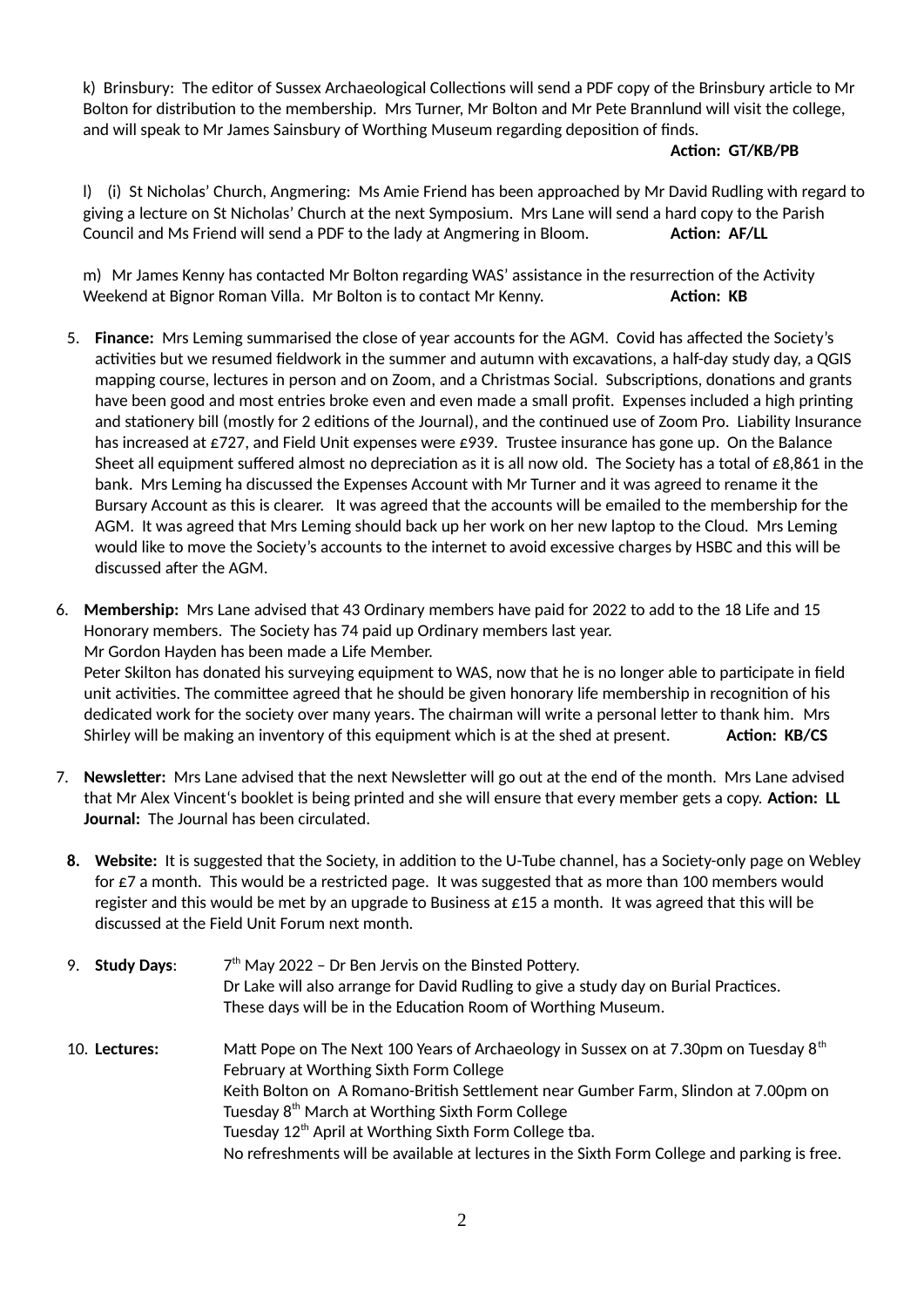k) Brinsbury: The editor of Sussex Archaeological Collections will send a PDF copy of the Brinsbury article to Mr Bolton for distribution to the membership. Mrs Turner, Mr Bolton and Mr Pete Brannlund will visit the college, and will speak to Mr James Sainsbury of Worthing Museum regarding deposition of finds.

**Action: GT/KB/PB**

l) (i) St Nicholas' Church, Angmering: Ms Amie Friend has been approached by Mr David Rudling with regard to giving a lecture on St Nicholas' Church at the next Symposium. Mrs Lane will send a hard copy to the Parish Council and Ms Friend will send a PDF to the lady at Angmering in Bloom. **Action: AF/LL**

m) Mr James Kenny has contacted Mr Bolton regarding WAS' assistance in the resurrection of the Activity Weekend at Bignor Roman Villa. Mr Bolton is to contact Mr Kenny. **Action: KB**

5. **Finance:** Mrs Leming summarised the close of year accounts for the AGM. Covid has affected the Society's activities but we resumed fieldwork in the summer and autumn with excavations, a half-day study day, a QGIS mapping course, lectures in person and on Zoom, and a Christmas Social. Subscriptions, donations and grants have been good and most entries broke even and even made a small profit. Expenses included a high printing and stationery bill (mostly for 2 editions of the Journal), and the continued use of Zoom Pro. Liability Insurance has increased at £727, and Field Unit expenses were £939. Trustee insurance has gone up. On the Balance Sheet all equipment suffered almost no depreciation as it is all now old. The Society has a total of £8,861 in the bank. Mrs Leming ha discussed the Expenses Account with Mr Turner and it was agreed to rename it the Bursary Account as this is clearer. It was agreed that the accounts will be emailed to the membership for the AGM. It was agreed that Mrs Leming should back up her work on her new laptop to the Cloud. Mrs Leming would like to move the Society's accounts to the internet to avoid excessive charges by HSBC and this will be discussed after the AGM.

6. **Membership:** Mrs Lane advised that 43 Ordinary members have paid for 2022 to add to the 18 Life and 15 Honorary members. The Society has 74 paid up Ordinary members last year.
   Mr Gordon Hayden has been made a Life Member.
   Peter Skilton has donated his surveying equipment to WAS, now that he is no longer able to participate in field unit activities. The committee agreed that he should be given honorary life membership in recognition of his dedicated work for the society over many years. The chairman will write a personal letter to thank him. Mrs Shirley will be making an inventory of this equipment which is at the shed at present. **Action: KB/CS**

7. **Newsletter:** Mrs Lane advised that the next Newsletter will go out at the end of the month. Mrs Lane advised that Mr Alex Vincent's booklet is being printed and she will ensure that every member gets a copy. **Action: LL**
   **Journal:** The Journal has been circulated.

8. **Website:** It is suggested that the Society, in addition to the U-Tube channel, has a Society-only page on Webley for £7 a month. This would be a restricted page. It was suggested that as more than 100 members would register and this would be met by an upgrade to Business at £15 a month. It was agreed that this will be discussed at the Field Unit Forum next month.

9. **Study Days**: 7th May 2022 – Dr Ben Jervis on the Binsted Pottery.
   Dr Lake will also arrange for David Rudling to give a study day on Burial Practices.
   These days will be in the Education Room of Worthing Museum.

10. **Lectures:** Matt Pope on The Next 100 Years of Archaeology in Sussex on at 7.30pm on Tuesday 8th February at Worthing Sixth Form College
    Keith Bolton on A Romano-British Settlement near Gumber Farm, Slindon at 7.00pm on Tuesday 8th March at Worthing Sixth Form College
    Tuesday 12th April at Worthing Sixth Form College tba.
    No refreshments will be available at lectures in the Sixth Form College and parking is free.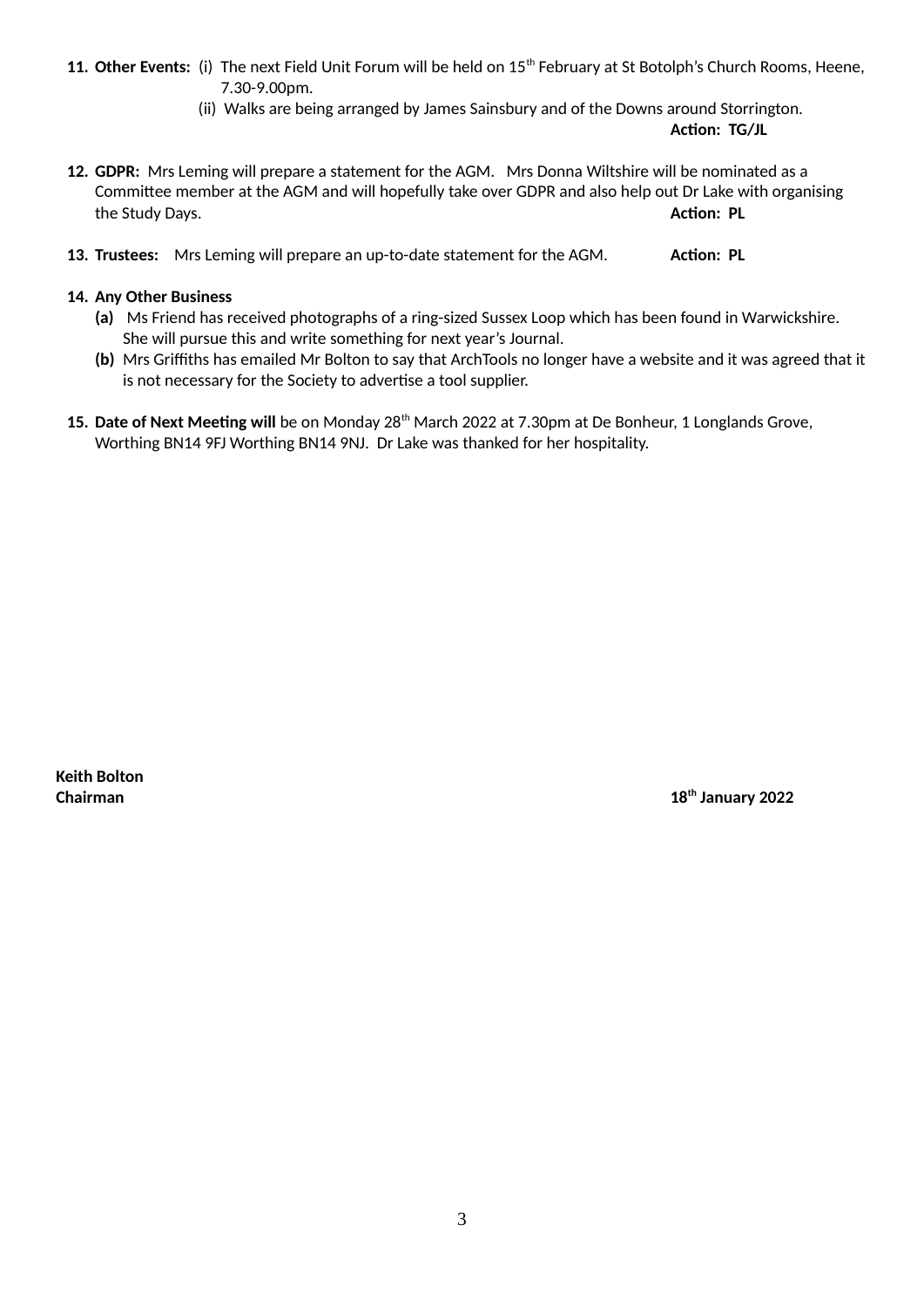11. **Other Events:** (i) The next Field Unit Forum will be held on 15th February at St Botolph's Church Rooms, Heene, 7.30-9.00pm.
    (ii) Walks are being arranged by James Sainsbury and of the Downs around Storrington.
    **Action: TG/JL**

12. **GDPR:** Mrs Leming will prepare a statement for the AGM. Mrs Donna Wiltshire will be nominated as a Committee member at the AGM and will hopefully take over GDPR and also help out Dr Lake with organising the Study Days. **Action: PL**

13. **Trustees:** Mrs Leming will prepare an up-to-date statement for the AGM. **Action: PL**

14. **Any Other Business**
    **(a)** Ms Friend has received photographs of a ring-sized Sussex Loop which has been found in Warwickshire. She will pursue this and write something for next year's Journal.
    **(b)** Mrs Griffiths has emailed Mr Bolton to say that ArchTools no longer have a website and it was agreed that it is not necessary for the Society to advertise a tool supplier.

15. **Date of Next Meeting will** be on Monday 28th March 2022 at 7.30pm at De Bonheur, 1 Longlands Grove, Worthing BN14 9FJ Worthing BN14 9NJ. Dr Lake was thanked for her hospitality.

**Keith Bolton**
**Chairman** **18th January 2022**